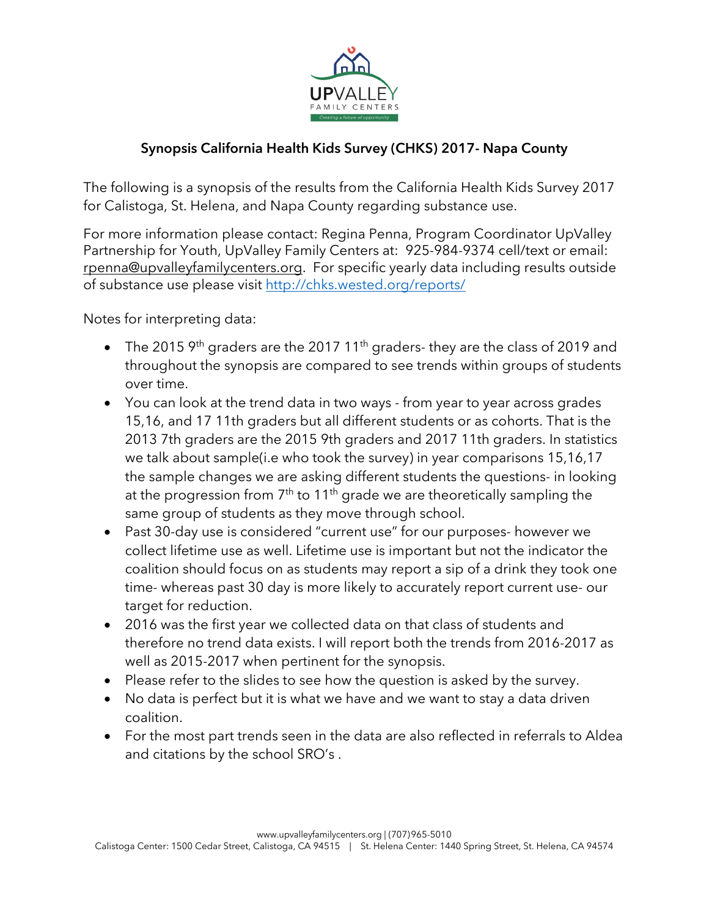## Synopsis California Health Kids Survey (CHKS) 2017- Napa County

The following is a synopsis of the results from the California Health Kids Survey 2017 for Calistoga, St. Helena, and Napa County regarding substance use.

For more information please contact: Regina Penna, Program Coordinator UpValley Partnership for Youth, UpValley Family Centers at: 925-984-9374 cell/text or email: rpenna@upvalleyfamilycenters.org. For specific yearly data including results outside of substance use please visit http://chks.wested.org/reports/

Notes for interpreting data:

- The 2015 9th graders are the 2017 11th graders- they are the class of 2019 and throughout the synopsis are compared to see trends within groups of students over time.
- You can look at the trend data in two ways - from year to year across grades 15,16, and 17 11th graders but all different students or as cohorts. That is the 2013 7th graders are the 2015 9th graders and 2017 11th graders. In statistics we talk about sample(i.e who took the survey) in year comparisons 15,16,17 the sample changes we are asking different students the questions- in looking at the progression from 7th to 11th grade we are theoretically sampling the same group of students as they move through school.
- Past 30-day use is considered "current use" for our purposes- however we collect lifetime use as well. Lifetime use is important but not the indicator the coalition should focus on as students may report a sip of a drink they took one time- whereas past 30 day is more likely to accurately report current use- our target for reduction.
- 2016 was the first year we collected data on that class of students and therefore no trend data exists. I will report both the trends from 2016-2017 as well as 2015-2017 when pertinent for the synopsis.
- Please refer to the slides to see how the question is asked by the survey.
- No data is perfect but it is what we have and we want to stay a data driven coalition.
- For the most part trends seen in the data are also reflected in referrals to Aldea and citations by the school SRO's .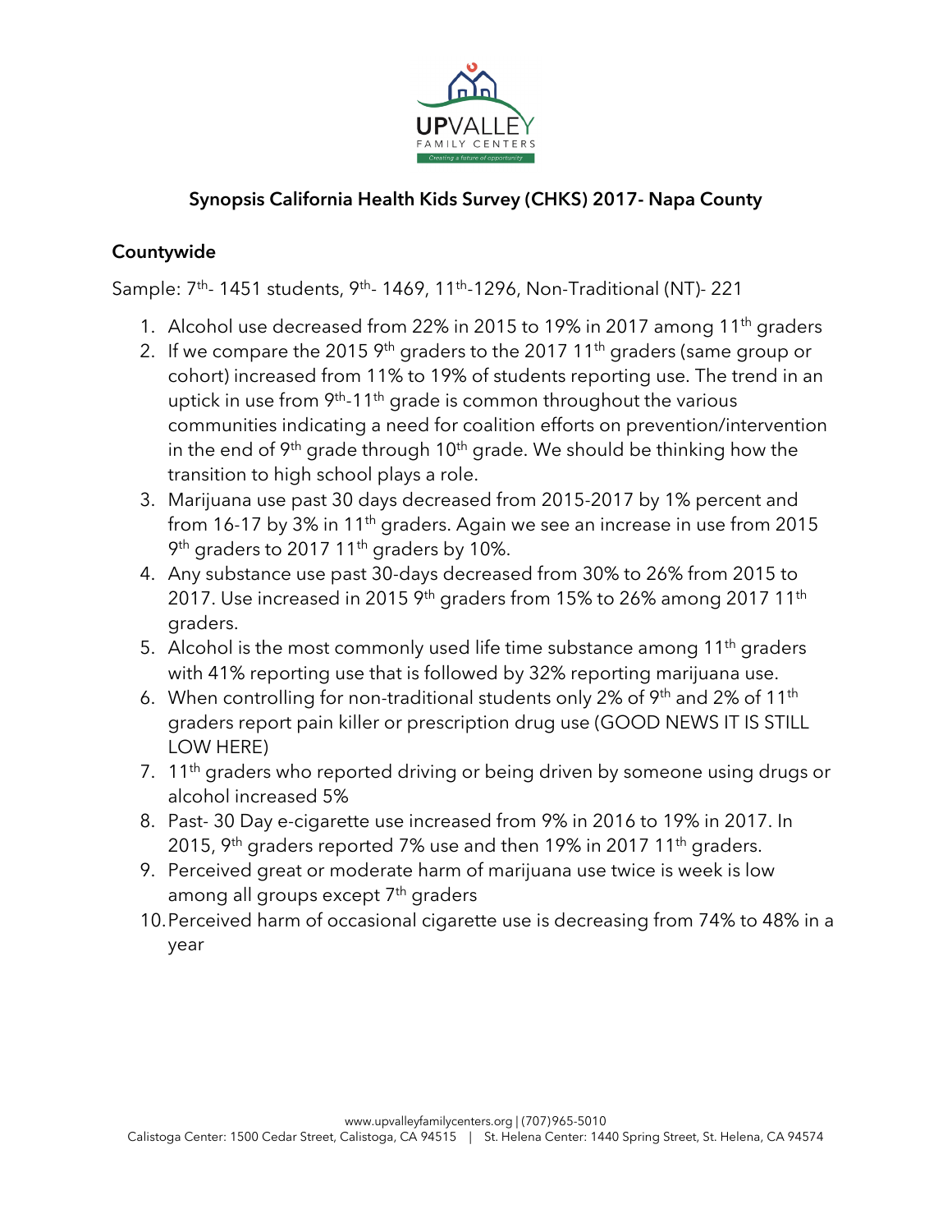**Synopsis California Health Kids Survey (CHKS) 2017- Napa County**

## Countywide

Sample: 7th- 1451 students, 9th- 1469, 11th-1296, Non-Traditional (NT)- 221

1. Alcohol use decreased from 22% in 2015 to 19% in 2017 among 11th graders
2. If we compare the 2015 9th graders to the 2017 11th graders (same group or cohort) increased from 11% to 19% of students reporting use. The trend in an uptick in use from 9th-11th grade is common throughout the various communities indicating a need for coalition efforts on prevention/intervention in the end of 9th grade through 10th grade. We should be thinking how the transition to high school plays a role.
3. Marijuana use past 30 days decreased from 2015-2017 by 1% percent and from 16-17 by 3% in 11th graders. Again we see an increase in use from 2015 9th graders to 2017 11th graders by 10%.
4. Any substance use past 30-days decreased from 30% to 26% from 2015 to 2017. Use increased in 2015 9th graders from 15% to 26% among 2017 11th graders.
5. Alcohol is the most commonly used life time substance among 11th graders with 41% reporting use that is followed by 32% reporting marijuana use.
6. When controlling for non-traditional students only 2% of 9th and 2% of 11th graders report pain killer or prescription drug use (GOOD NEWS IT IS STILL LOW HERE)
7. 11th graders who reported driving or being driven by someone using drugs or alcohol increased 5%
8. Past- 30 Day e-cigarette use increased from 9% in 2016 to 19% in 2017. In 2015, 9th graders reported 7% use and then 19% in 2017 11th graders.
9. Perceived great or moderate harm of marijuana use twice is week is low among all groups except 7th graders
10. Perceived harm of occasional cigarette use is decreasing from 74% to 48% in a year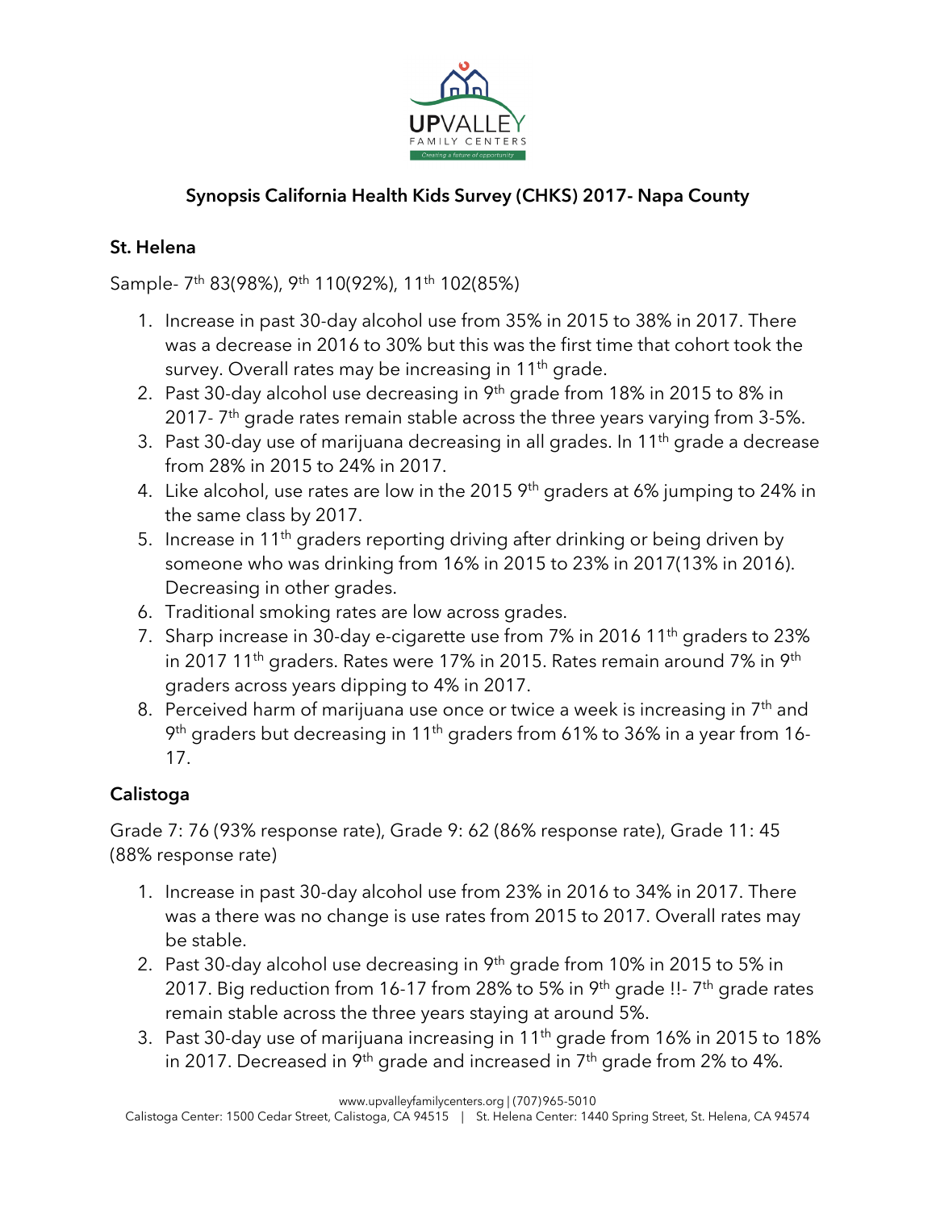# Synopsis California Health Kids Survey (CHKS) 2017- Napa County

## St. Helena

Sample- 7th 83(98%), 9th 110(92%), 11th 102(85%)

1. Increase in past 30-day alcohol use from 35% in 2015 to 38% in 2017. There was a decrease in 2016 to 30% but this was the first time that cohort took the survey. Overall rates may be increasing in 11th grade.
2. Past 30-day alcohol use decreasing in 9th grade from 18% in 2015 to 8% in 2017- 7th grade rates remain stable across the three years varying from 3-5%.
3. Past 30-day use of marijuana decreasing in all grades. In 11th grade a decrease from 28% in 2015 to 24% in 2017.
4. Like alcohol, use rates are low in the 2015 9th graders at 6% jumping to 24% in the same class by 2017.
5. Increase in 11th graders reporting driving after drinking or being driven by someone who was drinking from 16% in 2015 to 23% in 2017(13% in 2016). Decreasing in other grades.
6. Traditional smoking rates are low across grades.
7. Sharp increase in 30-day e-cigarette use from 7% in 2016 11th graders to 23% in 2017 11th graders. Rates were 17% in 2015. Rates remain around 7% in 9th graders across years dipping to 4% in 2017.
8. Perceived harm of marijuana use once or twice a week is increasing in 7th and 9th graders but decreasing in 11th graders from 61% to 36% in a year from 16-17.

## Calistoga

Grade 7: 76 (93% response rate), Grade 9: 62 (86% response rate), Grade 11: 45 (88% response rate)

1. Increase in past 30-day alcohol use from 23% in 2016 to 34% in 2017. There was a there was no change is use rates from 2015 to 2017. Overall rates may be stable.
2. Past 30-day alcohol use decreasing in 9th grade from 10% in 2015 to 5% in 2017. Big reduction from 16-17 from 28% to 5% in 9th grade !!- 7th grade rates remain stable across the three years staying at around 5%.
3. Past 30-day use of marijuana increasing in 11th grade from 16% in 2015 to 18% in 2017. Decreased in 9th grade and increased in 7th grade from 2% to 4%.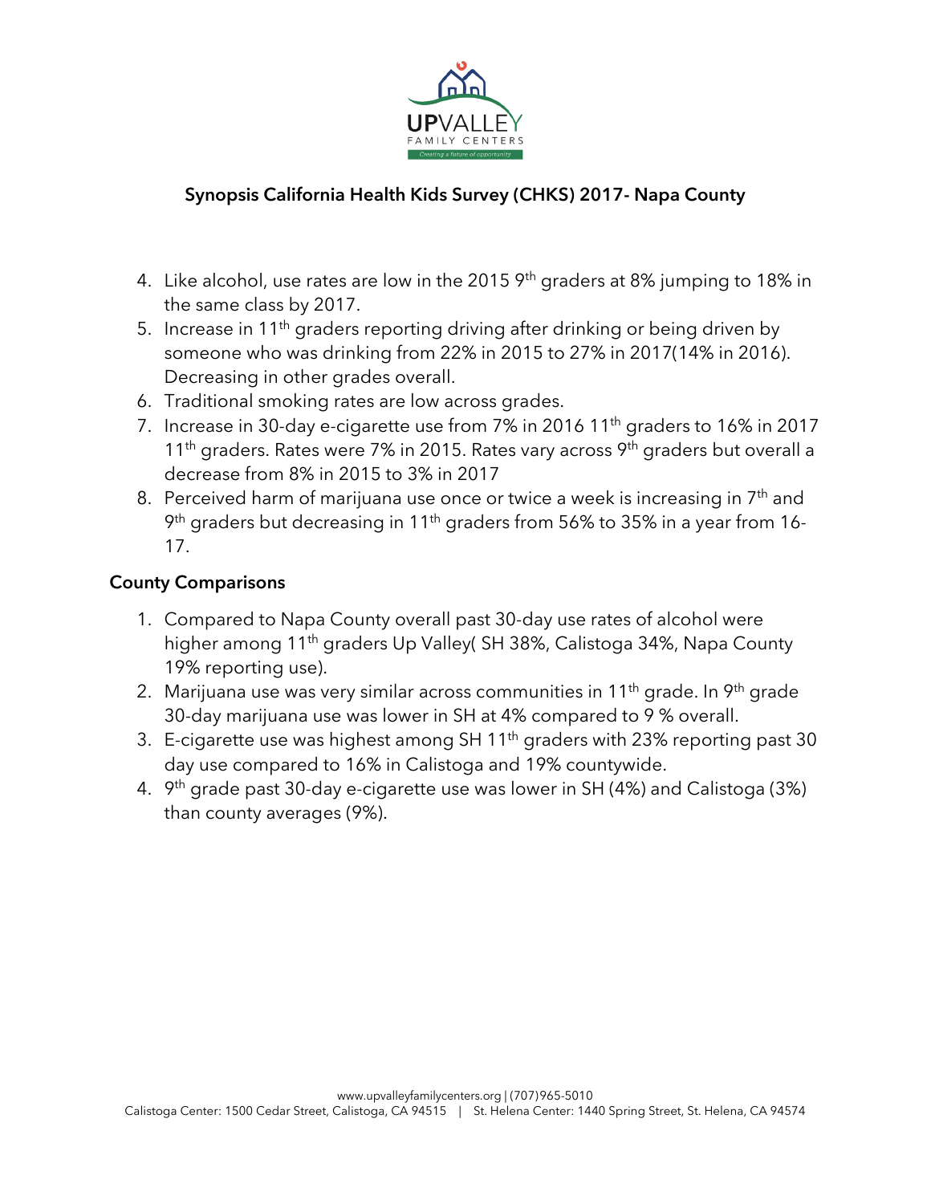## Synopsis California Health Kids Survey (CHKS) 2017- Napa County

4. Like alcohol, use rates are low in the 2015 9th graders at 8% jumping to 18% in the same class by 2017.
5. Increase in 11th graders reporting driving after drinking or being driven by someone who was drinking from 22% in 2015 to 27% in 2017(14% in 2016). Decreasing in other grades overall.
6. Traditional smoking rates are low across grades.
7. Increase in 30-day e-cigarette use from 7% in 2016 11th graders to 16% in 2017 11th graders. Rates were 7% in 2015. Rates vary across 9th graders but overall a decrease from 8% in 2015 to 3% in 2017
8. Perceived harm of marijuana use once or twice a week is increasing in 7th and 9th graders but decreasing in 11th graders from 56% to 35% in a year from 16-17.

### County Comparisons

1. Compared to Napa County overall past 30-day use rates of alcohol were higher among 11th graders Up Valley( SH 38%, Calistoga 34%, Napa County 19% reporting use).
2. Marijuana use was very similar across communities in 11th grade. In 9th grade 30-day marijuana use was lower in SH at 4% compared to 9 % overall.
3. E-cigarette use was highest among SH 11th graders with 23% reporting past 30 day use compared to 16% in Calistoga and 19% countywide.
4. 9th grade past 30-day e-cigarette use was lower in SH (4%) and Calistoga (3%) than county averages (9%).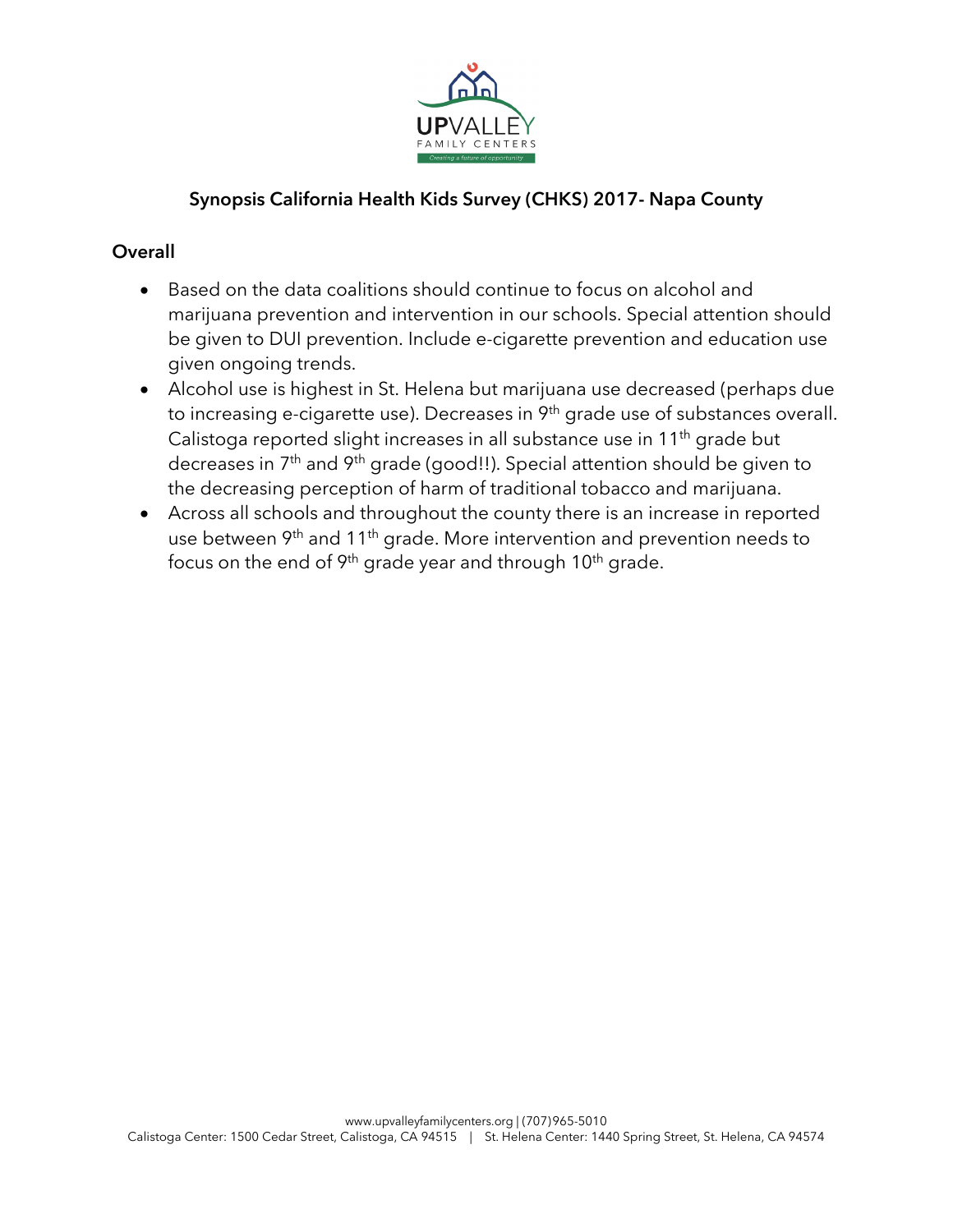## Synopsis California Health Kids Survey (CHKS) 2017- Napa County

### Overall

- Based on the data coalitions should continue to focus on alcohol and marijuana prevention and intervention in our schools. Special attention should be given to DUI prevention. Include e-cigarette prevention and education use given ongoing trends.
- Alcohol use is highest in St. Helena but marijuana use decreased (perhaps due to increasing e-cigarette use). Decreases in 9th grade use of substances overall. Calistoga reported slight increases in all substance use in 11th grade but decreases in 7th and 9th grade (good!!). Special attention should be given to the decreasing perception of harm of traditional tobacco and marijuana.
- Across all schools and throughout the county there is an increase in reported use between 9th and 11th grade. More intervention and prevention needs to focus on the end of 9th grade year and through 10th grade.